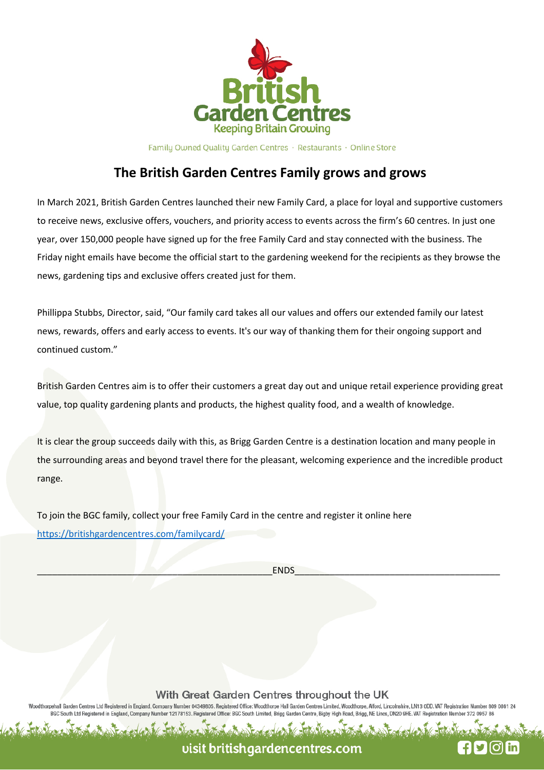British Garden Centres
Keeping Britain Growing

Family Owned Quality Garden Centres · Restaurants · Online Store

# The British Garden Centres Family grows and grows

In March 2021, British Garden Centres launched their new Family Card, a place for loyal and supportive customers to receive news, exclusive offers, vouchers, and priority access to events across the firm's 60 centres. In just one year, over 150,000 people have signed up for the free Family Card and stay connected with the business. The Friday night emails have become the official start to the gardening weekend for the recipients as they browse the news, gardening tips and exclusive offers created just for them.

Phillippa Stubbs, Director, said, "Our family card takes all our values and offers our extended family our latest news, rewards, offers and early access to events. It's our way of thanking them for their ongoing support and continued custom."

British Garden Centres aim is to offer their customers a great day out and unique retail experience providing great value, top quality gardening plants and products, the highest quality food, and a wealth of knowledge.

It is clear the group succeeds daily with this, as Brigg Garden Centre is a destination location and many people in the surrounding areas and beyond travel there for the pleasant, welcoming experience and the incredible product range.

To join the BGC family, collect your free Family Card in the centre and register it online here https://britishgardencentres.com/familycard/

ENDS

With Great Garden Centres throughout the UK

Woodthorpehall Garden Centres Ltd Registered in England, Company Number 04349805. Registered Office: Woodthorpe Hall Garden Centres Limited, Woodthorpe, Alford, Lincolnshire, LN13 0DD. VAT Registration Number 809 0861 24
BGC South Ltd Registered in England, Company Number 12178153. Registered Office: BGC South Limited, Brigg Garden Centre, Bigby High Road, Brigg, NE Lincs, DN20 9HE. VAT Registration Number 372 0957 86

visit britishgardencentres.com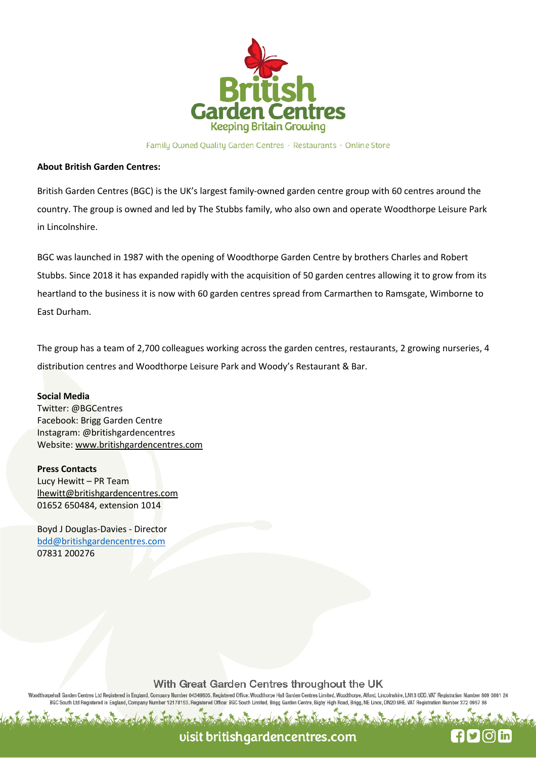**About British Garden Centres:**

British Garden Centres (BGC) is the UK's largest family-owned garden centre group with 60 centres around the country. The group is owned and led by The Stubbs family, who also own and operate Woodthorpe Leisure Park in Lincolnshire.

BGC was launched in 1987 with the opening of Woodthorpe Garden Centre by brothers Charles and Robert Stubbs. Since 2018 it has expanded rapidly with the acquisition of 50 garden centres allowing it to grow from its heartland to the business it is now with 60 garden centres spread from Carmarthen to Ramsgate, Wimborne to East Durham.

The group has a team of 2,700 colleagues working across the garden centres, restaurants, 2 growing nurseries, 4 distribution centres and Woodthorpe Leisure Park and Woody's Restaurant & Bar.

**Social Media**
Twitter: @BGCentres
Facebook: Brigg Garden Centre
Instagram: @britishgardencentres
Website: www.britishgardencentres.com

**Press Contacts**
Lucy Hewitt – PR Team
lhewitt@britishgardencentres.com
01652 650484, extension 1014

Boyd J Douglas-Davies - Director
bdd@britishgardencentres.com
07831 200276

With Great Garden Centres throughout the UK

Woodthorpehall Garden Centres Ltd Registered in England, Company Number 04349805. Registered Office: Woodthorpe Hall Garden Centres Limited, Woodthorpe, Alford, Lincolnshire, LN13 0DD. VAT Registration Number 809 0861 24
BGC South Ltd Registered in England, Company Number 12178153. Registered Office: BGC South Limited, Brigg Garden Centre, Bigby High Road, Brigg, NE Lincs, DN20 9HE. VAT Registration Number 372 0957 86

visit britishgardencentres.com